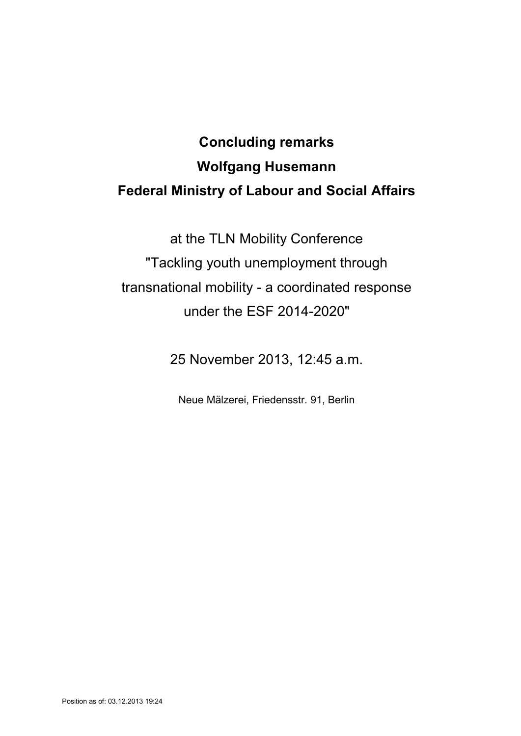**Concluding remarks**

**Wolfgang Husemann**

**Federal Ministry of Labour and Social Affairs**

at the TLN Mobility Conference
"Tackling youth unemployment through transnational mobility - a coordinated response under the ESF 2014-2020"

25 November 2013, 12:45 a.m.

Neue Mälzerei, Friedensstr. 91, Berlin

Position as of: 03.12.2013 19:24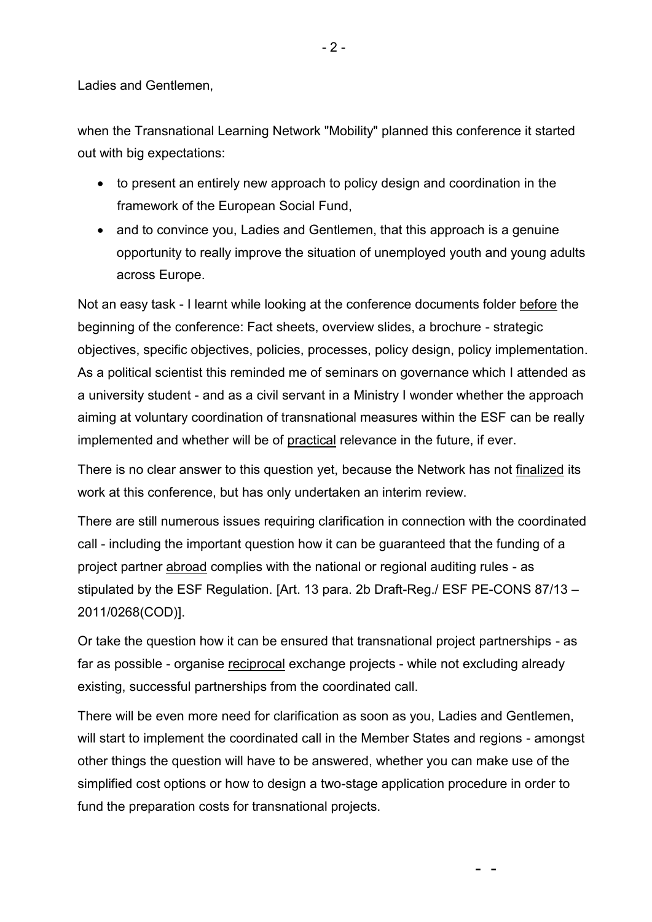Ladies and Gentlemen,

when the Transnational Learning Network "Mobility" planned this conference it started out with big expectations:

- to present an entirely new approach to policy design and coordination in the framework of the European Social Fund,
- and to convince you, Ladies and Gentlemen, that this approach is a genuine opportunity to really improve the situation of unemployed youth and young adults across Europe.

Not an easy task - I learnt while looking at the conference documents folder <u>before</u> the beginning of the conference: Fact sheets, overview slides, a brochure - strategic objectives, specific objectives, policies, processes, policy design, policy implementation. As a political scientist this reminded me of seminars on governance which I attended as a university student - and as a civil servant in a Ministry I wonder whether the approach aiming at voluntary coordination of transnational measures within the ESF can be really implemented and whether will be of <u>practical</u> relevance in the future, if ever.

There is no clear answer to this question yet, because the Network has not <u>finalized</u> its work at this conference, but has only undertaken an interim review.

There are still numerous issues requiring clarification in connection with the coordinated call - including the important question how it can be guaranteed that the funding of a project partner <u>abroad</u> complies with the national or regional auditing rules - as stipulated by the ESF Regulation. [Art. 13 para. 2b Draft-Reg./ ESF PE-CONS 87/13 – 2011/0268(COD)].

Or take the question how it can be ensured that transnational project partnerships - as far as possible - organise <u>reciprocal</u> exchange projects - while not excluding already existing, successful partnerships from the coordinated call.

There will be even more need for clarification as soon as you, Ladies and Gentlemen, will start to implement the coordinated call in the Member States and regions - amongst other things the question will have to be answered, whether you can make use of the simplified cost options or how to design a two-stage application procedure in order to fund the preparation costs for transnational projects.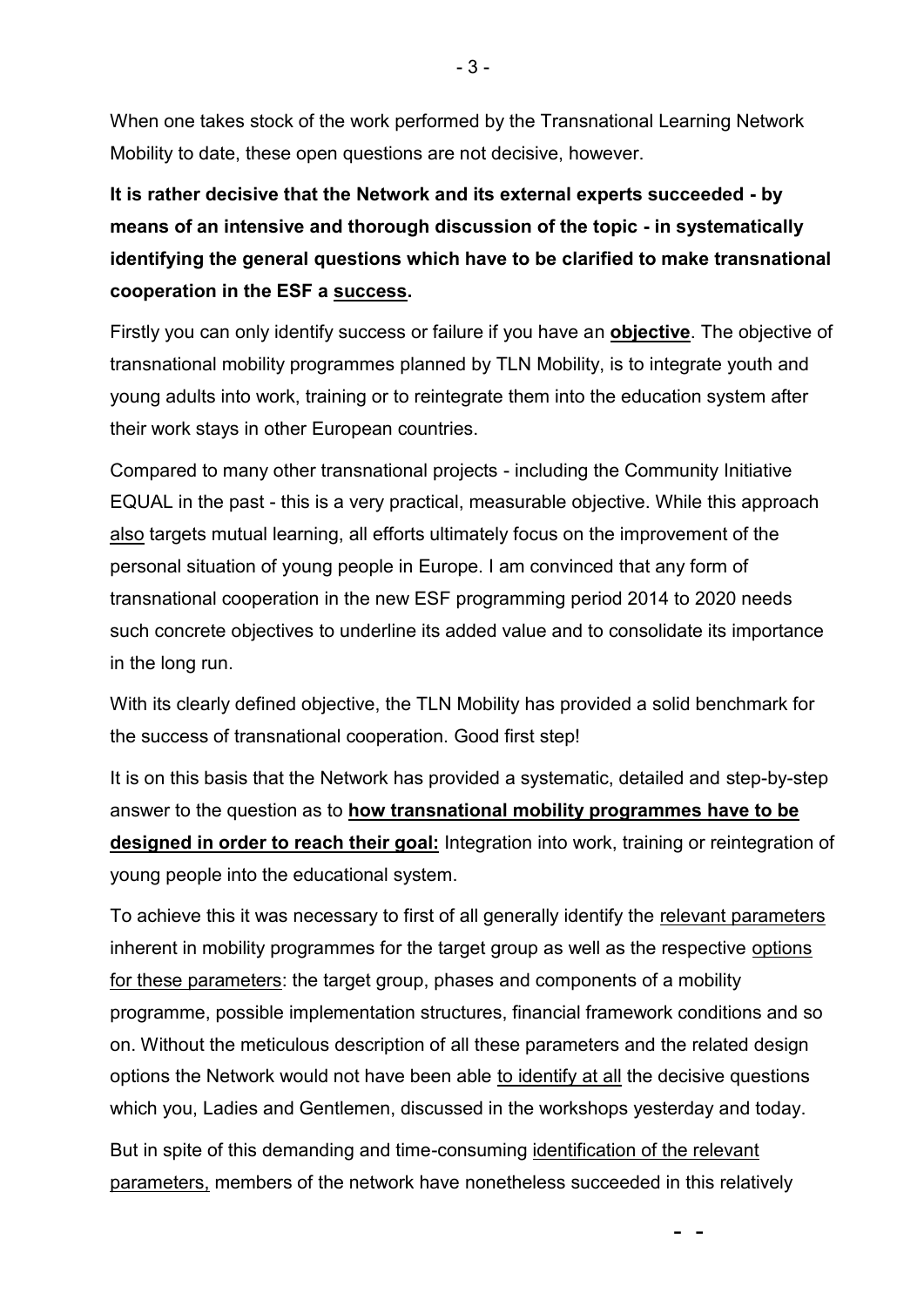When one takes stock of the work performed by the Transnational Learning Network Mobility to date, these open questions are not decisive, however.

**It is rather decisive that the Network and its external experts succeeded - by means of an intensive and thorough discussion of the topic - in systematically identifying the general questions which have to be clarified to make transnational cooperation in the ESF a success.**

Firstly you can only identify success or failure if you have an **objective**. The objective of transnational mobility programmes planned by TLN Mobility, is to integrate youth and young adults into work, training or to reintegrate them into the education system after their work stays in other European countries.

Compared to many other transnational projects - including the Community Initiative EQUAL in the past - this is a very practical, measurable objective. While this approach also targets mutual learning, all efforts ultimately focus on the improvement of the personal situation of young people in Europe. I am convinced that any form of transnational cooperation in the new ESF programming period 2014 to 2020 needs such concrete objectives to underline its added value and to consolidate its importance in the long run.

With its clearly defined objective, the TLN Mobility has provided a solid benchmark for the success of transnational cooperation. Good first step!

It is on this basis that the Network has provided a systematic, detailed and step-by-step answer to the question as to **how transnational mobility programmes have to be designed in order to reach their goal:** Integration into work, training or reintegration of young people into the educational system.

To achieve this it was necessary to first of all generally identify the relevant parameters inherent in mobility programmes for the target group as well as the respective options for these parameters: the target group, phases and components of a mobility programme, possible implementation structures, financial framework conditions and so on. Without the meticulous description of all these parameters and the related design options the Network would not have been able to identify at all the decisive questions which you, Ladies and Gentlemen, discussed in the workshops yesterday and today.

But in spite of this demanding and time-consuming identification of the relevant parameters, members of the network have nonetheless succeeded in this relatively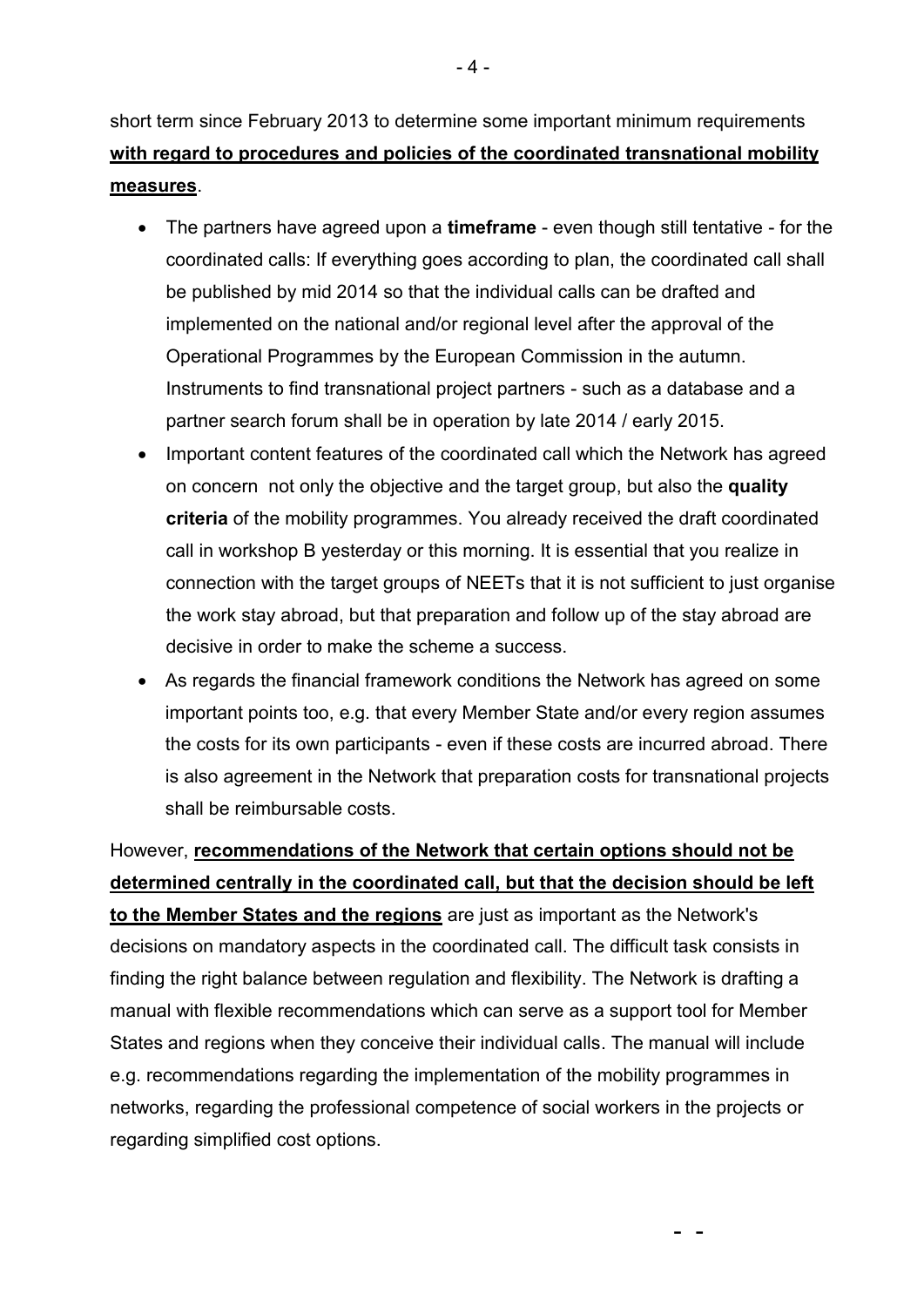short term since February 2013 to determine some important minimum requirements **with regard to procedures and policies of the coordinated transnational mobility measures**.

- The partners have agreed upon a **timeframe** - even though still tentative - for the coordinated calls: If everything goes according to plan, the coordinated call shall be published by mid 2014 so that the individual calls can be drafted and implemented on the national and/or regional level after the approval of the Operational Programmes by the European Commission in the autumn. Instruments to find transnational project partners - such as a database and a partner search forum shall be in operation by late 2014 / early 2015.
- Important content features of the coordinated call which the Network has agreed on concern not only the objective and the target group, but also the **quality criteria** of the mobility programmes. You already received the draft coordinated call in workshop B yesterday or this morning. It is essential that you realize in connection with the target groups of NEETs that it is not sufficient to just organise the work stay abroad, but that preparation and follow up of the stay abroad are decisive in order to make the scheme a success.
- As regards the financial framework conditions the Network has agreed on some important points too, e.g. that every Member State and/or every region assumes the costs for its own participants - even if these costs are incurred abroad. There is also agreement in the Network that preparation costs for transnational projects shall be reimbursable costs.

However, **recommendations of the Network that certain options should not be determined centrally in the coordinated call, but that the decision should be left to the Member States and the regions** are just as important as the Network's decisions on mandatory aspects in the coordinated call. The difficult task consists in finding the right balance between regulation and flexibility. The Network is drafting a manual with flexible recommendations which can serve as a support tool for Member States and regions when they conceive their individual calls. The manual will include e.g. recommendations regarding the implementation of the mobility programmes in networks, regarding the professional competence of social workers in the projects or regarding simplified cost options.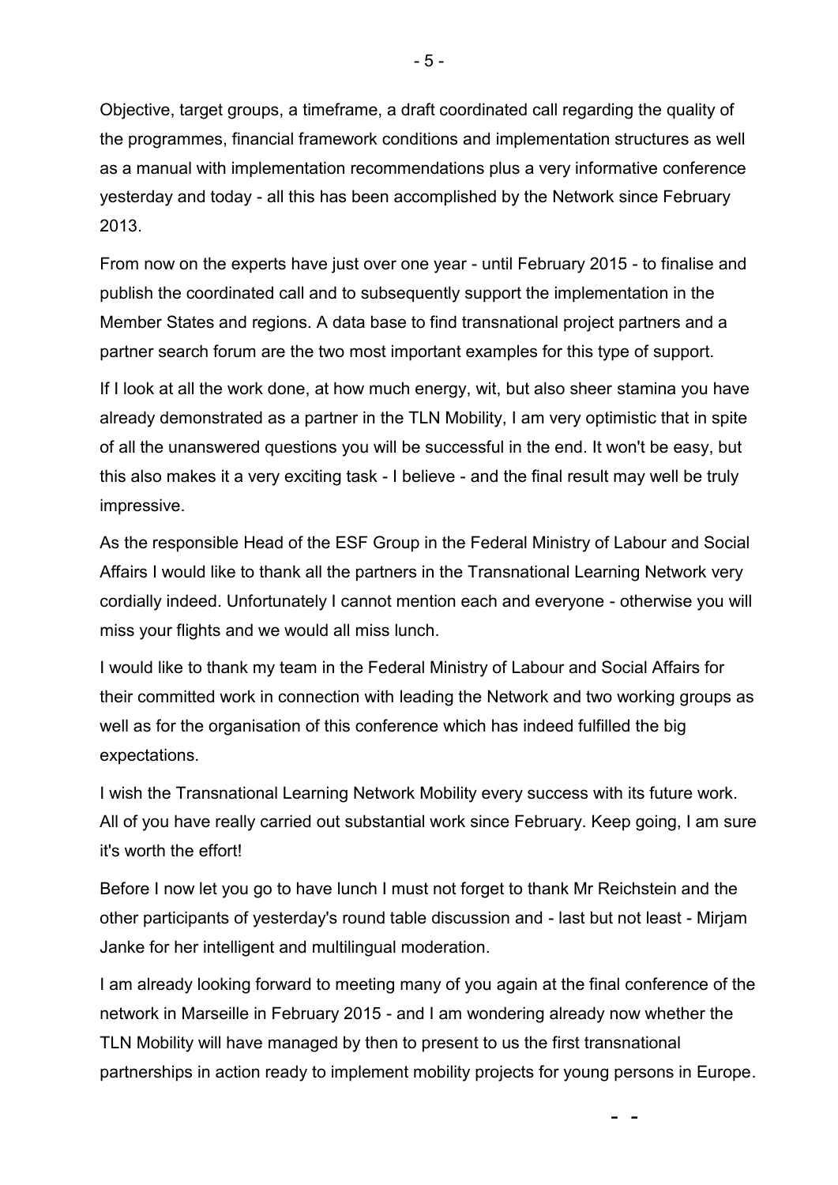Objective, target groups, a timeframe, a draft coordinated call regarding the quality of the programmes, financial framework conditions and implementation structures as well as a manual with implementation recommendations plus a very informative conference yesterday and today - all this has been accomplished by the Network since February 2013.

From now on the experts have just over one year - until February 2015 - to finalise and publish the coordinated call and to subsequently support the implementation in the Member States and regions. A data base to find transnational project partners and a partner search forum are the two most important examples for this type of support.

If I look at all the work done, at how much energy, wit, but also sheer stamina you have already demonstrated as a partner in the TLN Mobility, I am very optimistic that in spite of all the unanswered questions you will be successful in the end. It won't be easy, but this also makes it a very exciting task - I believe - and the final result may well be truly impressive.

As the responsible Head of the ESF Group in the Federal Ministry of Labour and Social Affairs I would like to thank all the partners in the Transnational Learning Network very cordially indeed. Unfortunately I cannot mention each and everyone - otherwise you will miss your flights and we would all miss lunch.

I would like to thank my team in the Federal Ministry of Labour and Social Affairs for their committed work in connection with leading the Network and two working groups as well as for the organisation of this conference which has indeed fulfilled the big expectations.

I wish the Transnational Learning Network Mobility every success with its future work. All of you have really carried out substantial work since February. Keep going, I am sure it's worth the effort!

Before I now let you go to have lunch I must not forget to thank Mr Reichstein and the other participants of yesterday's round table discussion and - last but not least - Mirjam Janke for her intelligent and multilingual moderation.

I am already looking forward to meeting many of you again at the final conference of the network in Marseille in February 2015 - and I am wondering already now whether the TLN Mobility will have managed by then to present to us the first transnational partnerships in action ready to implement mobility projects for young persons in Europe.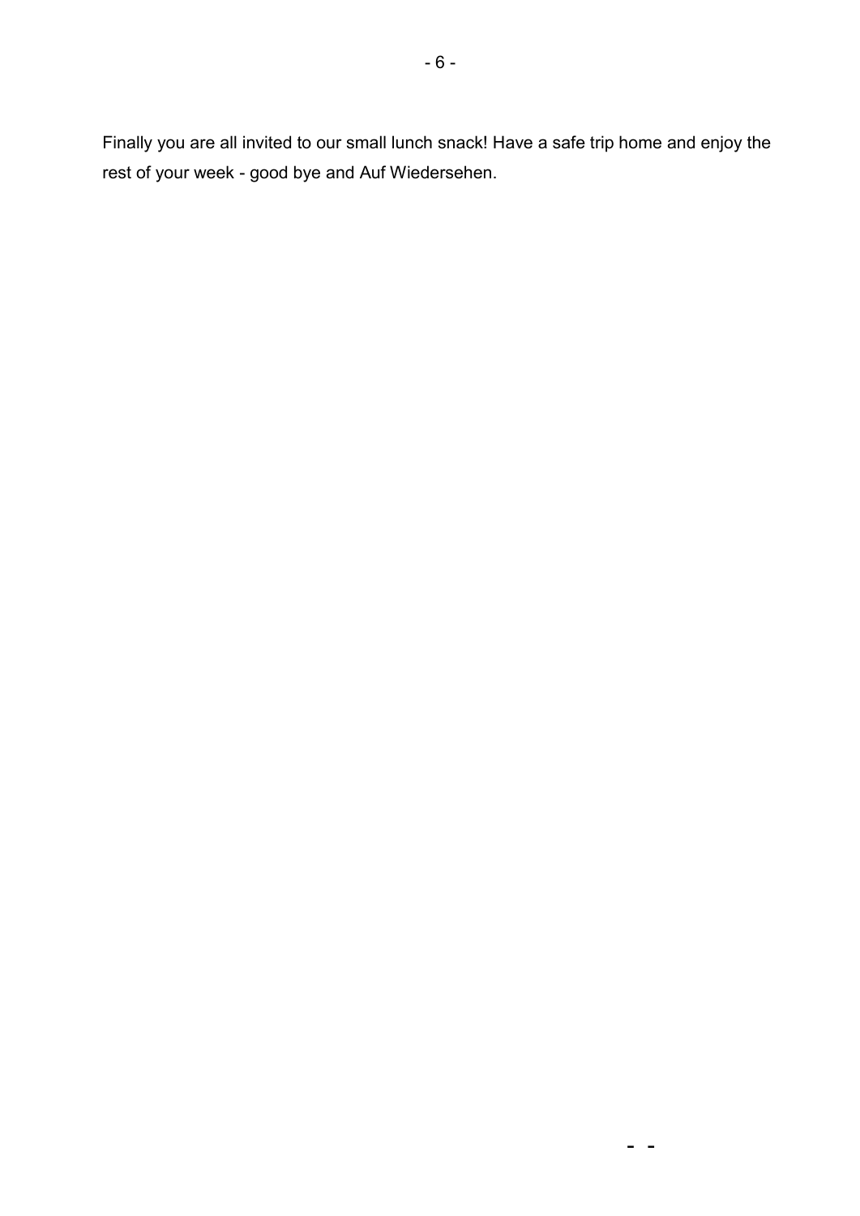Finally you are all invited to our small lunch snack! Have a safe trip home and enjoy the rest of your week - good bye and Auf Wiedersehen.